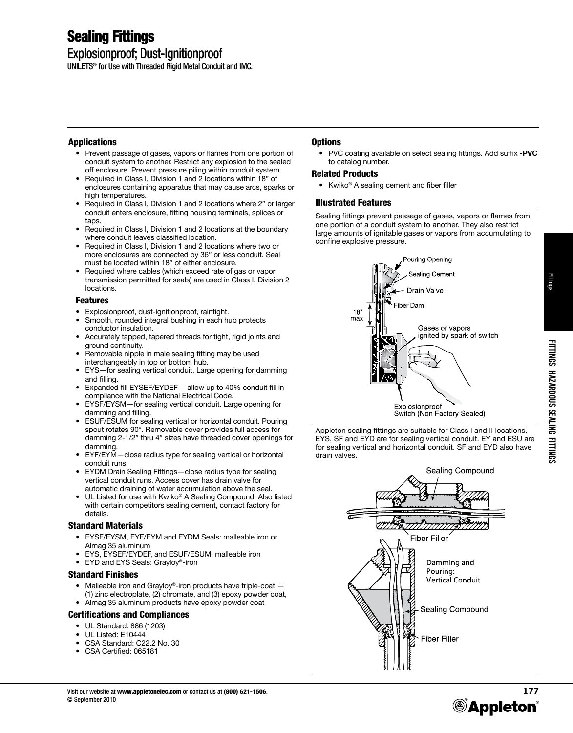# Sealing Fittings

## Explosionproof; Dust-Ignitionproof

UNILETS® for Use with Threaded Rigid Metal Conduit and IMC.

### Applications

- Prevent passage of gases, vapors or flames from one portion of conduit system to another. Restrict any explosion to the sealed off enclosure. Prevent pressure piling within conduit system.
- Required in Class I, Division 1 and 2 locations within 18" of enclosures containing apparatus that may cause arcs, sparks or high temperatures.
- Required in Class I, Division 1 and 2 locations where 2" or larger conduit enters enclosure, fitting housing terminals, splices or taps.
- Required in Class I, Division 1 and 2 locations at the boundary where conduit leaves classified location.
- Required in Class I, Division 1 and 2 locations where two or more enclosures are connected by 36" or less conduit. Seal must be located within 18" of either enclosure.
- Required where cables (which exceed rate of gas or vapor transmission permitted for seals) are used in Class I, Division 2 locations.

### Features

- Explosionproof, dust-ignitionproof, raintight.
- Smooth, rounded integral bushing in each hub protects conductor insulation.
- Accurately tapped, tapered threads for tight, rigid joints and ground continuity.
- Removable nipple in male sealing fitting may be used interchangeably in top or bottom hub.
- EYS—for sealing vertical conduit. Large opening for damming and filling.
- Expanded fill EYSEF/EYDEF— allow up to 40% conduit fill in compliance with the National Electrical Code.
- EYSF/EYSM—for sealing vertical conduit. Large opening for damming and filling.
- ESUF/ESUM for sealing vertical or horizontal conduit. Pouring spout rotates 90°. Removable cover provides full access for damming 2-1/2" thru 4" sizes have threaded cover openings for damming.
- EYF/EYM—close radius type for sealing vertical or horizontal conduit runs.
- EYDM Drain Sealing Fittings—close radius type for sealing vertical conduit runs. Access cover has drain valve for automatic draining of water accumulation above the seal.
- UL Listed for use with Kwiko® A Sealing Compound. Also listed with certain competitors sealing cement, contact factory for details.

### Standard Materials

- EYSF/EYSM, EYF/EYM and EYDM Seals: malleable iron or Almag 35 aluminum
- EYS, EYSEF/EYDEF, and ESUF/ESUM: malleable iron
- EYD and EYS Seals: Grayloy®-iron

### Standard Finishes

- Malleable iron and Grayloy®-iron products have triple-coat — (1) zinc electroplate, (2) chromate, and (3) epoxy powder coat,
- Almag 35 aluminum products have epoxy powder coat

### Certifications and Compliances

- UL Standard: 886 (1203)
- UL Listed: E10444
- CSA Standard: C22.2 No. 30
- CSA Certified: 065181

### Options

- PVC coating available on select sealing fittings. Add suffix **-PVC** to catalog number.

### Related Products

- Kwiko® A sealing cement and fiber filler

### Illustrated Features

Sealing fittings prevent passage of gases, vapors or flames from one portion of a conduit system to another. They also restrict large amounts of ignitable gases or vapors from accumulating to confine explosive pressure.

Pouring Opening
Sealing Cement
Drain Valve
Fiber Dam
18" max.
Gases or vapors ignited by spark of switch
Explosionproof Switch (Non Factory Sealed)

Appleton sealing fittings are suitable for Class I and II locations. EYS, SF and EYD are for sealing vertical conduit. EY and ESU are for sealing vertical and horizontal conduit. SF and EYD also have drain valves.

Sealing Compound
Fiber Filler
Damming and Pouring: Vertical Conduit
Sealing Compound
Fiber Filler

Visit our website at **www.appletonelec.com** or contact us at **(800) 621-1506**.
© September 2010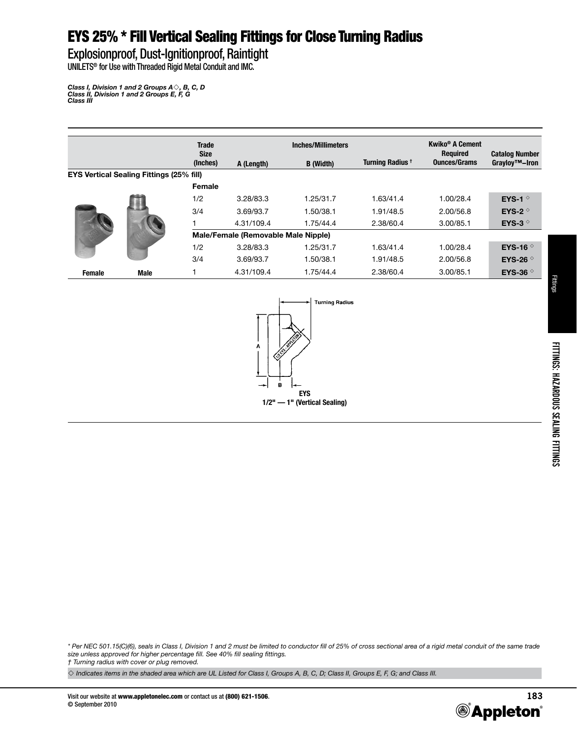# EYS 25% * Fill Vertical Sealing Fittings for Close Turning Radius

## Explosionproof, Dust-Ignitionproof, Raintight

UNILETS® for Use with Threaded Rigid Metal Conduit and IMC.

*Class I, Division 1 and 2 Groups A◇, B, C, D*
*Class II, Division 1 and 2 Groups E, F, G*
*Class III*

| | Trade Size (Inches) | Inches/Millimeters A (Length) | B (Width) | Turning Radius † | Kwiko® A Cement Required Ounces/Grams | Catalog Number Grayloy™–Iron |
|---|---|---|---|---|---|---|
| **EYS Vertical Sealing Fittings (25% fill)** | | | | | | |
| | **Female** | | | | | |
| | 1/2 | 3.28/83.3 | 1.25/31.7 | 1.63/41.4 | 1.00/28.4 | **EYS-1** ◇ |
| | 3/4 | 3.69/93.7 | 1.50/38.1 | 1.91/48.5 | 2.00/56.8 | **EYS-2** ◇ |
| | 1 | 4.31/109.4 | 1.75/44.4 | 2.38/60.4 | 3.00/85.1 | **EYS-3** ◇ |
| | **Male/Female (Removable Male Nipple)** | | | | | |
| | 1/2 | 3.28/83.3 | 1.25/31.7 | 1.63/41.4 | 1.00/28.4 | **EYS-16** ◇ |
| | 3/4 | 3.69/93.7 | 1.50/38.1 | 1.91/48.5 | 2.00/56.8 | **EYS-26** ◇ |
| **Female** **Male** | 1 | 4.31/109.4 | 1.75/44.4 | 2.38/60.4 | 3.00/85.1 | **EYS-36** ◇ |

Turning Radius

A

B

1/2 EYS - APPLETON

**EYS**
**1/2" — 1" (Vertical Sealing)**

*\* Per NEC 501.15(C)(6), seals in Class I, Division 1 and 2 must be limited to conductor fill of 25% of cross sectional area of a rigid metal conduit of the same trade size unless approved for higher percentage fill. See 40% fill sealing fittings.*
*† Turning radius with cover or plug removed.*

*◇ Indicates items in the shaded area which are UL Listed for Class I, Groups A, B, C, D; Class II, Groups E, F, G; and Class III.*

Visit our website at **www.appletonelec.com** or contact us at **(800) 621-1506**.
© September 2010